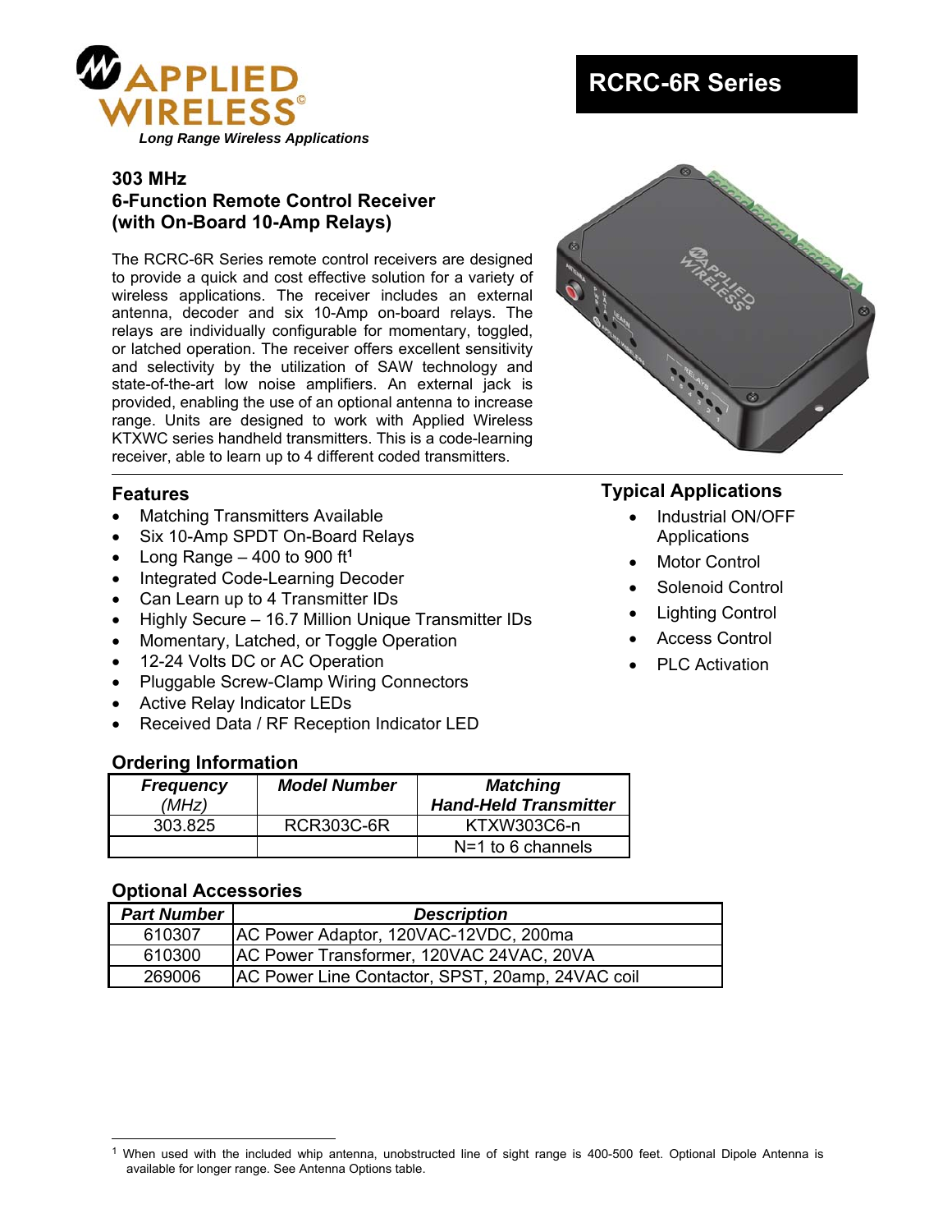# RCRC-6R Series

APPLIED WIRELESS©

*Long Range Wireless Applications*

## 303 MHz
## 6-Function Remote Control Receiver
## (with On-Board 10-Amp Relays)

The RCRC-6R Series remote control receivers are designed to provide a quick and cost effective solution for a variety of wireless applications. The receiver includes an external antenna, decoder and six 10-Amp on-board relays. The relays are individually configurable for momentary, toggled, or latched operation. The receiver offers excellent sensitivity and selectivity by the utilization of SAW technology and state-of-the-art low noise amplifiers. An external jack is provided, enabling the use of an optional antenna to increase range. Units are designed to work with Applied Wireless KTXWC series handheld transmitters. This is a code-learning receiver, able to learn up to 4 different coded transmitters.

### Features

- Matching Transmitters Available
- Six 10-Amp SPDT On-Board Relays
- Long Range – 400 to 900 ft[1]
- Integrated Code-Learning Decoder
- Can Learn up to 4 Transmitter IDs
- Highly Secure – 16.7 Million Unique Transmitter IDs
- Momentary, Latched, or Toggle Operation
- 12-24 Volts DC or AC Operation
- Pluggable Screw-Clamp Wiring Connectors
- Active Relay Indicator LEDs
- Received Data / RF Reception Indicator LED

### Typical Applications

- Industrial ON/OFF Applications
- Motor Control
- Solenoid Control
- Lighting Control
- Access Control
- PLC Activation

### Ordering Information

| ***Frequency*** *(MHz)* | ***Model Number*** | ***Matching Hand-Held Transmitter*** |
|---|---|---|
| 303.825 | RCR303C-6R | KTXW303C6-n |
| | | N=1 to 6 channels |

### Optional Accessories

| ***Part Number*** | ***Description*** |
|---|---|
| 610307 | AC Power Adaptor, 120VAC-12VDC, 200ma |
| 610300 | AC Power Transformer, 120VAC 24VAC, 20VA |
| 269006 | AC Power Line Contactor, SPST, 20amp, 24VAC coil |

[1] When used with the included whip antenna, unobstructed line of sight range is 400-500 feet. Optional Dipole Antenna is available for longer range. See Antenna Options table.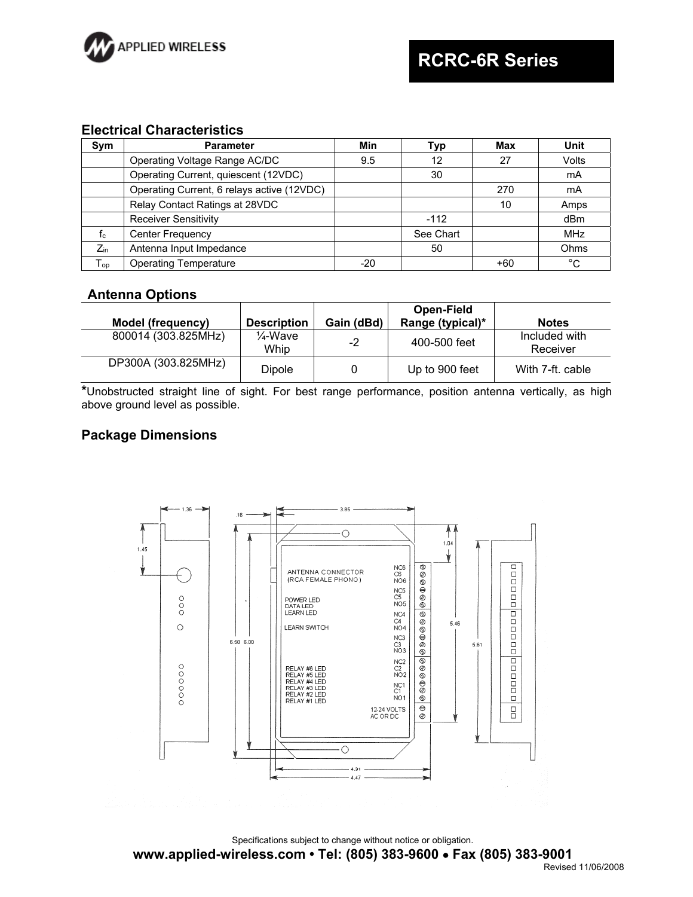## Electrical Characteristics

| Sym | Parameter | Min | Typ | Max | Unit |
|---|---|---|---|---|---|
| | Operating Voltage Range AC/DC | 9.5 | 12 | 27 | Volts |
| | Operating Current, quiescent (12VDC) | | 30 | | mA |
| | Operating Current, 6 relays active (12VDC) | | | 270 | mA |
| | Relay Contact Ratings at 28VDC | | | 10 | Amps |
| | Receiver Sensitivity | | -112 | | dBm |
| $f_c$ | Center Frequency | | See Chart | | MHz |
| $Z_{in}$ | Antenna Input Impedance | | 50 | | Ohms |
| $T_{op}$ | Operating Temperature | -20 | | +60 | °C |

## Antenna Options

| Model (frequency) | Description | Gain (dBd) | Open-Field Range (typical)* | Notes |
|---|---|---|---|---|
| 800014 (303.825MHz) | ¼-Wave Whip | -2 | 400-500 feet | Included with Receiver |
| DP300A (303.825MHz) | Dipole | 0 | Up to 900 feet | With 7-ft. cable |

*Unobstructed straight line of sight. For best range performance, position antenna vertically, as high above ground level as possible.

## Package Dimensions

Specifications subject to change without notice or obligation.

**www.applied-wireless.com • Tel: (805) 383-9600 • Fax (805) 383-9001**

Revised 11/06/2008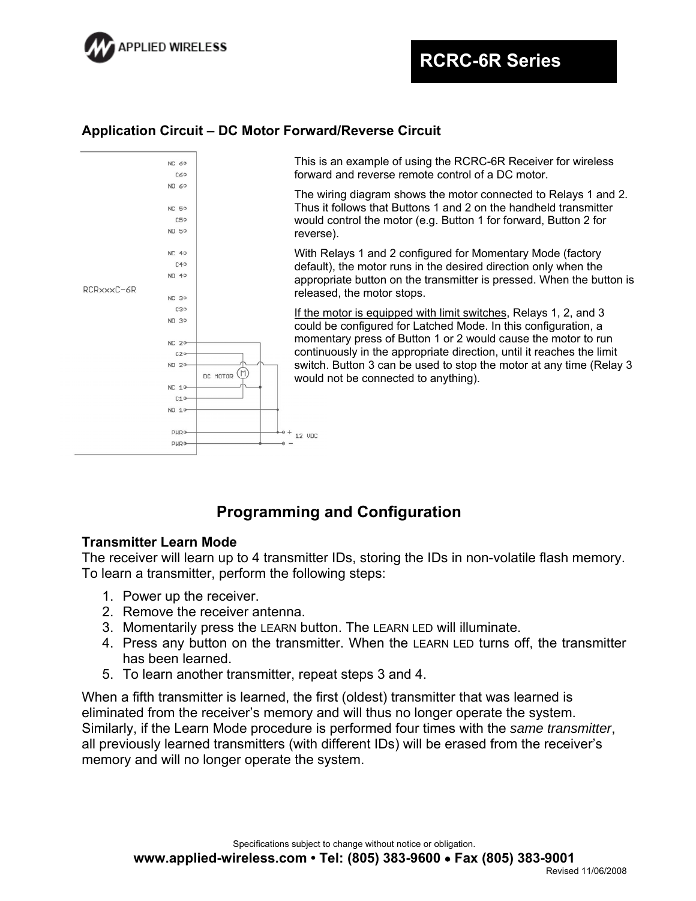## Application Circuit – DC Motor Forward/Reverse Circuit

This is an example of using the RCRC-6R Receiver for wireless forward and reverse remote control of a DC motor.

The wiring diagram shows the motor connected to Relays 1 and 2. Thus it follows that Buttons 1 and 2 on the handheld transmitter would control the motor (e.g. Button 1 for forward, Button 2 for reverse).

With Relays 1 and 2 configured for Momentary Mode (factory default), the motor runs in the desired direction only when the appropriate button on the transmitter is pressed. When the button is released, the motor stops.

If the motor is equipped with limit switches, Relays 1, 2, and 3 could be configured for Latched Mode. In this configuration, a momentary press of Button 1 or 2 would cause the motor to run continuously in the appropriate direction, until it reaches the limit switch. Button 3 can be used to stop the motor at any time (Relay 3 would not be connected to anything).

## Programming and Configuration

### Transmitter Learn Mode

The receiver will learn up to 4 transmitter IDs, storing the IDs in non-volatile flash memory. To learn a transmitter, perform the following steps:

1. Power up the receiver.
2. Remove the receiver antenna.
3. Momentarily press the LEARN button. The LEARN LED will illuminate.
4. Press any button on the transmitter. When the LEARN LED turns off, the transmitter has been learned.
5. To learn another transmitter, repeat steps 3 and 4.

When a fifth transmitter is learned, the first (oldest) transmitter that was learned is eliminated from the receiver's memory and will thus no longer operate the system. Similarly, if the Learn Mode procedure is performed four times with the *same transmitter*, all previously learned transmitters (with different IDs) will be erased from the receiver's memory and will no longer operate the system.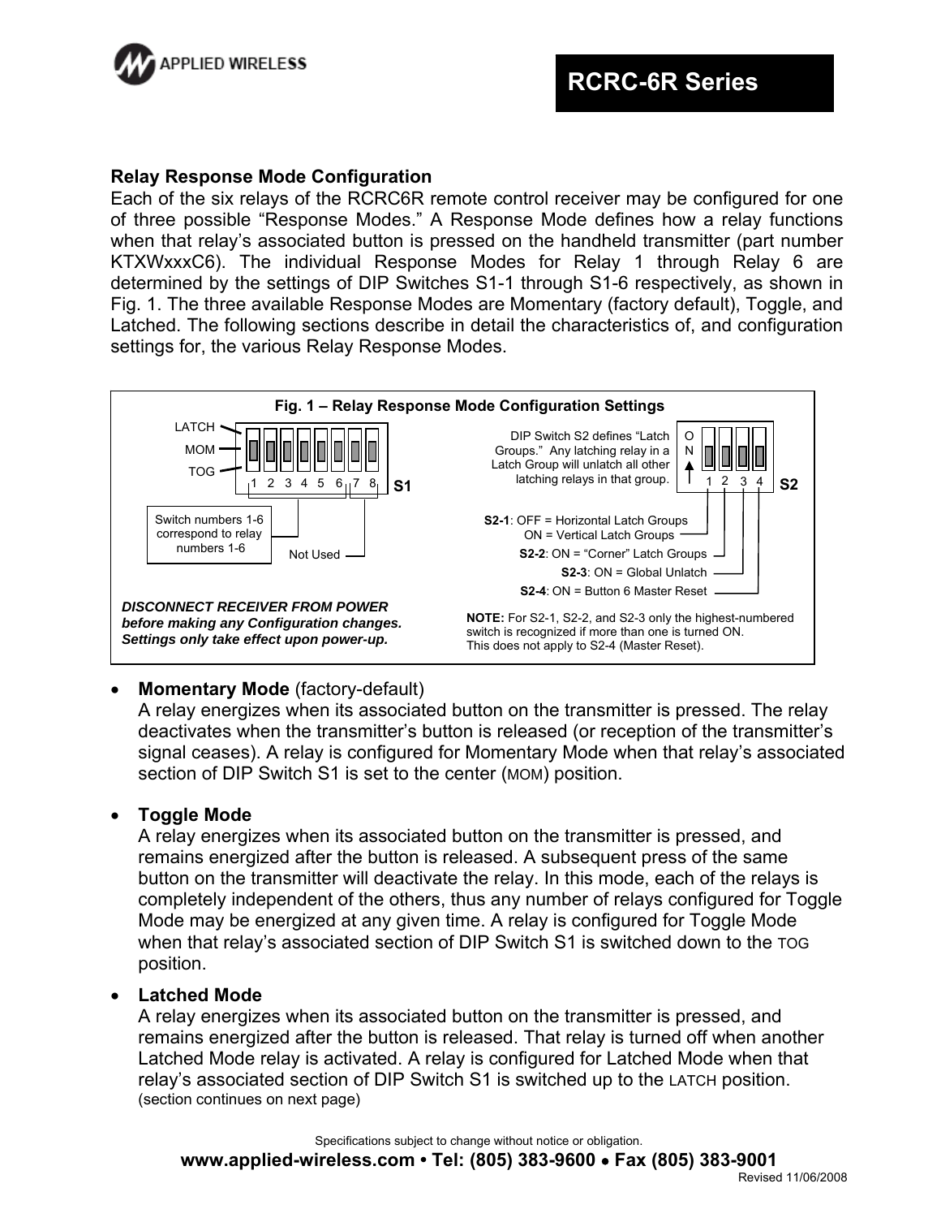## Relay Response Mode Configuration

Each of the six relays of the RCRC6R remote control receiver may be configured for one of three possible "Response Modes." A Response Mode defines how a relay functions when that relay's associated button is pressed on the handheld transmitter (part number KTXWxxxC6). The individual Response Modes for Relay 1 through Relay 6 are determined by the settings of DIP Switches S1-1 through S1-6 respectively, as shown in Fig. 1. The three available Response Modes are Momentary (factory default), Toggle, and Latched. The following sections describe in detail the characteristics of, and configuration settings for, the various Relay Response Modes.

**Fig. 1 – Relay Response Mode Configuration Settings**

S1: LATCH / MOM / TOG positions; switches 1 2 3 4 5 6 7 8

Switch numbers 1-6 correspond to relay numbers 1-6

Not Used (7, 8)

DIP Switch S2 defines "Latch Groups." Any latching relay in a Latch Group will unlatch all other latching relays in that group.

S2: ON; switches 1 2 3 4

**S2-1**: OFF = Horizontal Latch Groups
ON = Vertical Latch Groups

**S2-2**: ON = "Corner" Latch Groups

**S2-3**: ON = Global Unlatch

**S2-4**: ON = Button 6 Master Reset

***DISCONNECT RECEIVER FROM POWER before making any Configuration changes. Settings only take effect upon power-up.***

**NOTE:** For S2-1, S2-2, and S2-3 only the highest-numbered switch is recognized if more than one is turned ON. This does not apply to S2-4 (Master Reset).

- **Momentary Mode** (factory-default)
  A relay energizes when its associated button on the transmitter is pressed. The relay deactivates when the transmitter's button is released (or reception of the transmitter's signal ceases). A relay is configured for Momentary Mode when that relay's associated section of DIP Switch S1 is set to the center (MOM) position.

- **Toggle Mode**
  A relay energizes when its associated button on the transmitter is pressed, and remains energized after the button is released. A subsequent press of the same button on the transmitter will deactivate the relay. In this mode, each of the relays is completely independent of the others, thus any number of relays configured for Toggle Mode may be energized at any given time. A relay is configured for Toggle Mode when that relay's associated section of DIP Switch S1 is switched down to the TOG position.

- **Latched Mode**
  A relay energizes when its associated button on the transmitter is pressed, and remains energized after the button is released. That relay is turned off when another Latched Mode relay is activated. A relay is configured for Latched Mode when that relay's associated section of DIP Switch S1 is switched up to the LATCH position.
  (section continues on next page)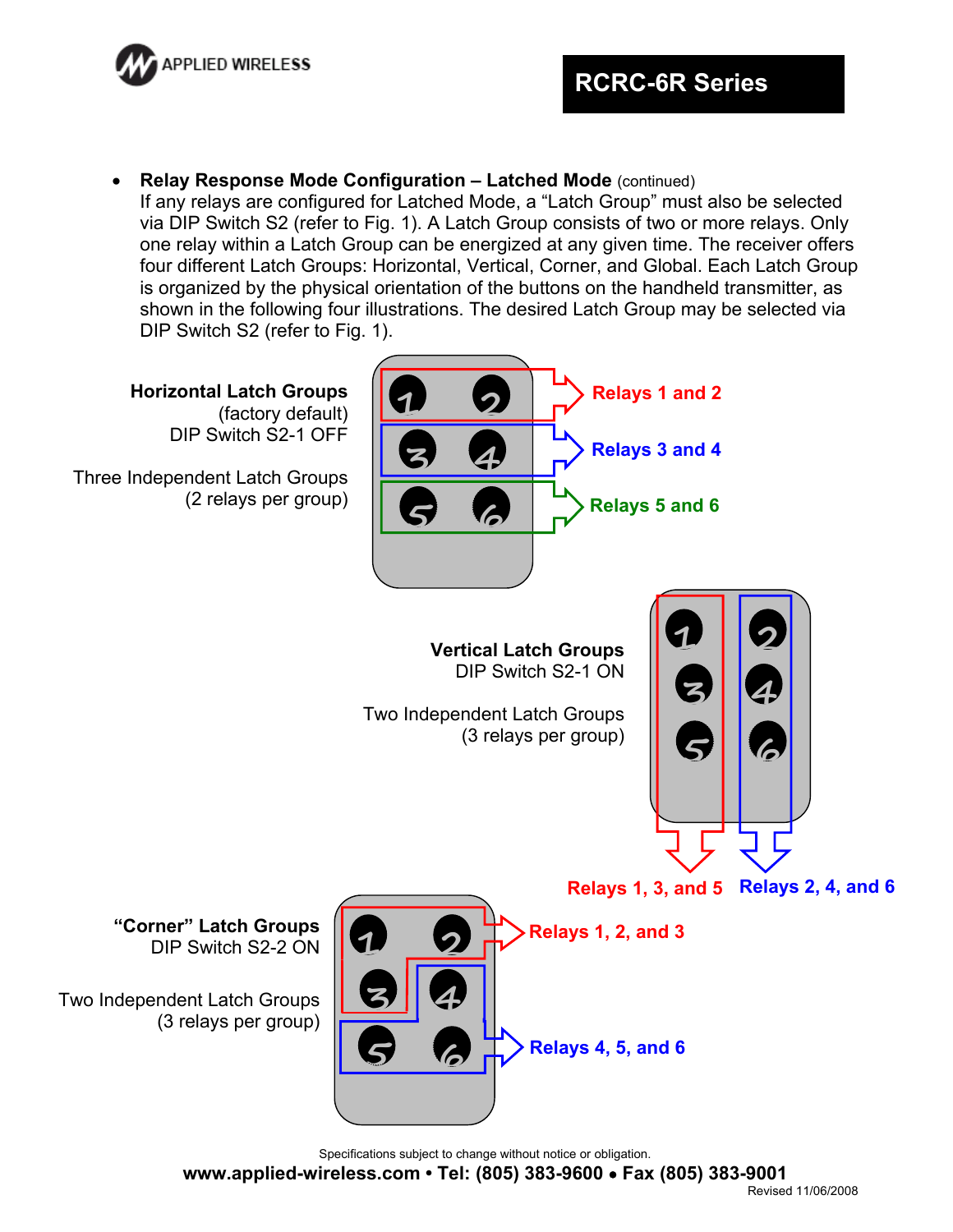- **Relay Response Mode Configuration – Latched Mode** (continued)
  If any relays are configured for Latched Mode, a "Latch Group" must also be selected via DIP Switch S2 (refer to Fig. 1). A Latch Group consists of two or more relays. Only one relay within a Latch Group can be energized at any given time. The receiver offers four different Latch Groups: Horizontal, Vertical, Corner, and Global. Each Latch Group is organized by the physical orientation of the buttons on the handheld transmitter, as shown in the following four illustrations. The desired Latch Group may be selected via DIP Switch S2 (refer to Fig. 1).

**Horizontal Latch Groups**
(factory default)
DIP Switch S2-1 OFF

Three Independent Latch Groups
(2 relays per group)

Relays 1 and 2

Relays 3 and 4

Relays 5 and 6

**Vertical Latch Groups**
DIP Switch S2-1 ON

Two Independent Latch Groups
(3 relays per group)

Relays 1, 3, and 5

Relays 2, 4, and 6

**"Corner" Latch Groups**
DIP Switch S2-2 ON

Two Independent Latch Groups
(3 relays per group)

Relays 1, 2, and 3

Relays 4, 5, and 6

Specifications subject to change without notice or obligation.

**www.applied-wireless.com • Tel: (805) 383-9600 • Fax (805) 383-9001**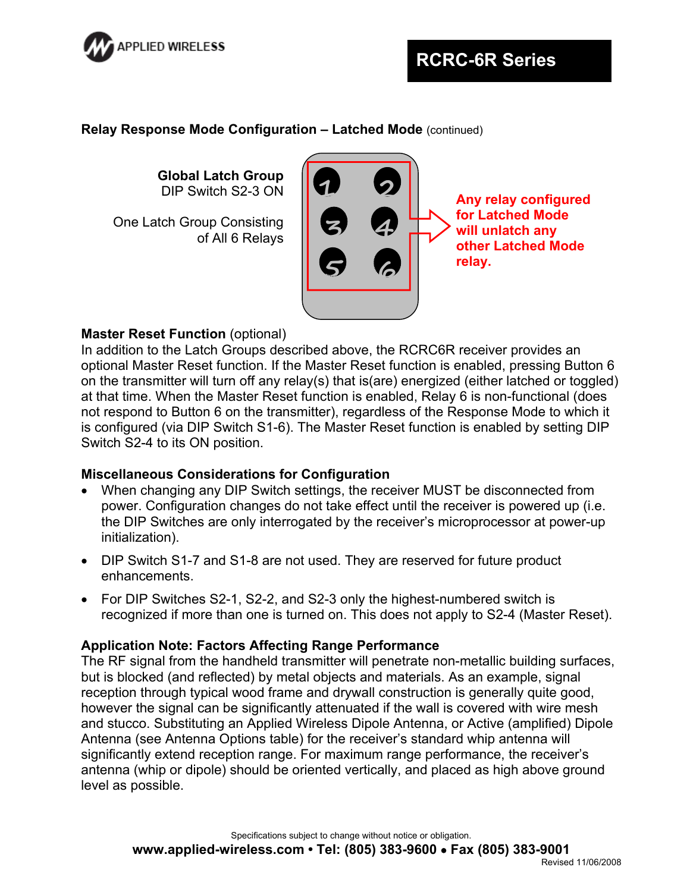**RCRC-6R Series**

## Relay Response Mode Configuration – Latched Mode (continued)

**Global Latch Group**
DIP Switch S2-3 ON

One Latch Group Consisting of All 6 Relays

1 2
3 4
5 6

**Any relay configured for Latched Mode will unlatch any other Latched Mode relay.**

### Master Reset Function (optional)

In addition to the Latch Groups described above, the RCRC6R receiver provides an optional Master Reset function. If the Master Reset function is enabled, pressing Button 6 on the transmitter will turn off any relay(s) that is(are) energized (either latched or toggled) at that time. When the Master Reset function is enabled, Relay 6 is non-functional (does not respond to Button 6 on the transmitter), regardless of the Response Mode to which it is configured (via DIP Switch S1-6). The Master Reset function is enabled by setting DIP Switch S2-4 to its ON position.

### Miscellaneous Considerations for Configuration

- When changing any DIP Switch settings, the receiver MUST be disconnected from power. Configuration changes do not take effect until the receiver is powered up (i.e. the DIP Switches are only interrogated by the receiver's microprocessor at power-up initialization).
- DIP Switch S1-7 and S1-8 are not used. They are reserved for future product enhancements.
- For DIP Switches S2-1, S2-2, and S2-3 only the highest-numbered switch is recognized if more than one is turned on. This does not apply to S2-4 (Master Reset).

### Application Note: Factors Affecting Range Performance

The RF signal from the handheld transmitter will penetrate non-metallic building surfaces, but is blocked (and reflected) by metal objects and materials. As an example, signal reception through typical wood frame and drywall construction is generally quite good, however the signal can be significantly attenuated if the wall is covered with wire mesh and stucco. Substituting an Applied Wireless Dipole Antenna, or Active (amplified) Dipole Antenna (see Antenna Options table) for the receiver's standard whip antenna will significantly extend reception range. For maximum range performance, the receiver's antenna (whip or dipole) should be oriented vertically, and placed as high above ground level as possible.

Specifications subject to change without notice or obligation.

**www.applied-wireless.com • Tel: (805) 383-9600 • Fax (805) 383-9001**

Revised 11/06/2008